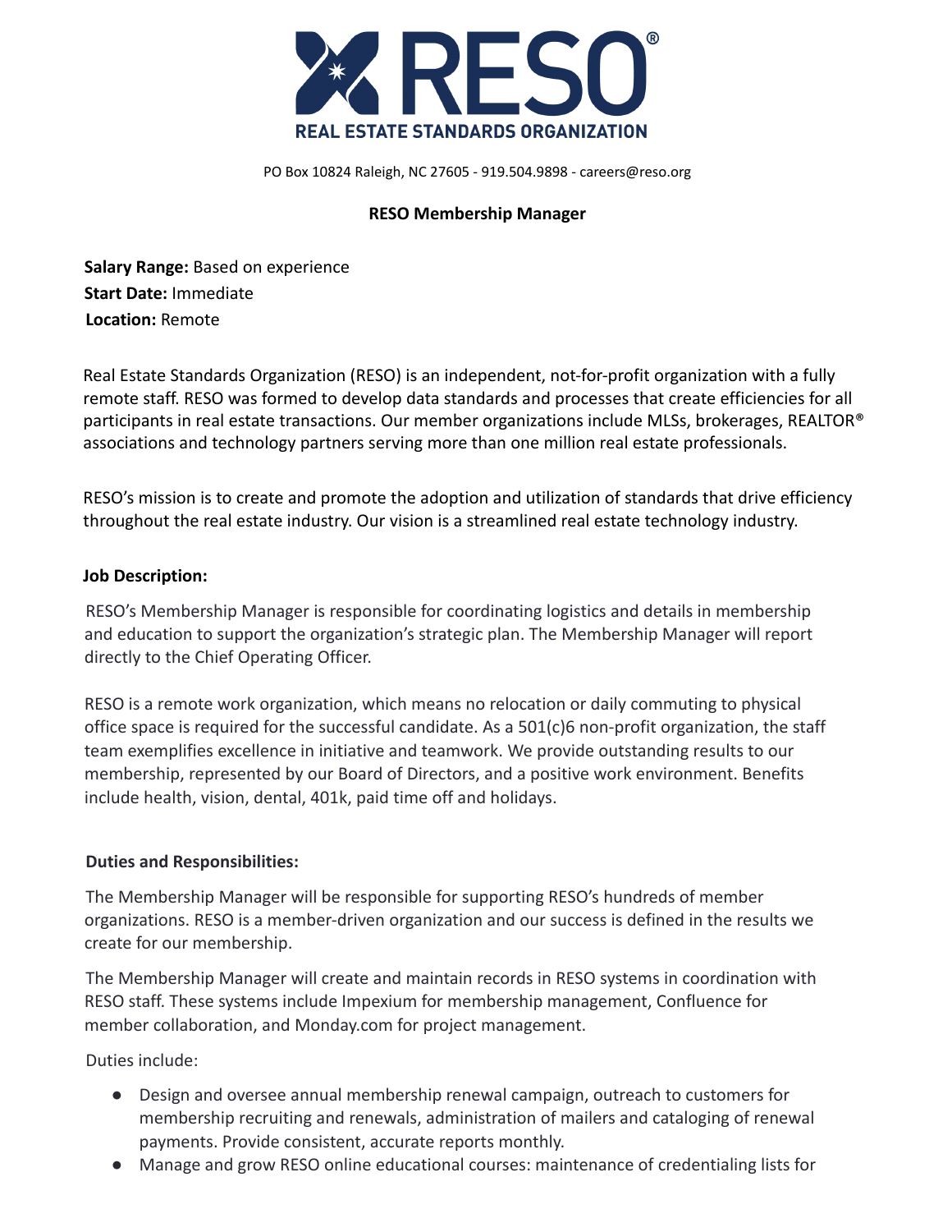# RESO

**REAL ESTATE STANDARDS ORGANIZATION**

PO Box 10824 Raleigh, NC 27605 - 919.504.9898 - careers@reso.org

## RESO Membership Manager

**Salary Range:** Based on experience
**Start Date:** Immediate
**Location:** Remote

Real Estate Standards Organization (RESO) is an independent, not-for-profit organization with a fully remote staff. RESO was formed to develop data standards and processes that create efficiencies for all participants in real estate transactions. Our member organizations include MLSs, brokerages, REALTOR® associations and technology partners serving more than one million real estate professionals.

RESO's mission is to create and promote the adoption and utilization of standards that drive efficiency throughout the real estate industry. Our vision is a streamlined real estate technology industry.

### Job Description:

RESO's Membership Manager is responsible for coordinating logistics and details in membership and education to support the organization's strategic plan. The Membership Manager will report directly to the Chief Operating Officer.

RESO is a remote work organization, which means no relocation or daily commuting to physical office space is required for the successful candidate. As a 501(c)6 non-profit organization, the staff team exemplifies excellence in initiative and teamwork. We provide outstanding results to our membership, represented by our Board of Directors, and a positive work environment. Benefits include health, vision, dental, 401k, paid time off and holidays.

### Duties and Responsibilities:

The Membership Manager will be responsible for supporting RESO's hundreds of member organizations. RESO is a member-driven organization and our success is defined in the results we create for our membership.

The Membership Manager will create and maintain records in RESO systems in coordination with RESO staff. These systems include Impexium for membership management, Confluence for member collaboration, and Monday.com for project management.

Duties include:

- Design and oversee annual membership renewal campaign, outreach to customers for membership recruiting and renewals, administration of mailers and cataloging of renewal payments. Provide consistent, accurate reports monthly.
- Manage and grow RESO online educational courses: maintenance of credentialing lists for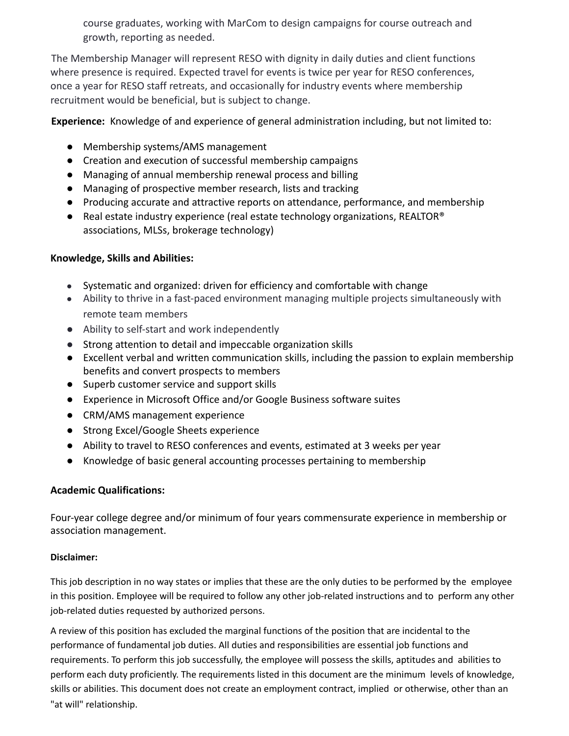course graduates, working with MarCom to design campaigns for course outreach and growth, reporting as needed.

The Membership Manager will represent RESO with dignity in daily duties and client functions where presence is required. Expected travel for events is twice per year for RESO conferences, once a year for RESO staff retreats, and occasionally for industry events where membership recruitment would be beneficial, but is subject to change.

**Experience:** Knowledge of and experience of general administration including, but not limited to:

- Membership systems/AMS management
- Creation and execution of successful membership campaigns
- Managing of annual membership renewal process and billing
- Managing of prospective member research, lists and tracking
- Producing accurate and attractive reports on attendance, performance, and membership
- Real estate industry experience (real estate technology organizations, REALTOR® associations, MLSs, brokerage technology)

**Knowledge, Skills and Abilities:**

- Systematic and organized: driven for efficiency and comfortable with change
- Ability to thrive in a fast-paced environment managing multiple projects simultaneously with remote team members
- Ability to self-start and work independently
- Strong attention to detail and impeccable organization skills
- Excellent verbal and written communication skills, including the passion to explain membership benefits and convert prospects to members
- Superb customer service and support skills
- Experience in Microsoft Office and/or Google Business software suites
- CRM/AMS management experience
- Strong Excel/Google Sheets experience
- Ability to travel to RESO conferences and events, estimated at 3 weeks per year
- Knowledge of basic general accounting processes pertaining to membership

**Academic Qualifications:**

Four-year college degree and/or minimum of four years commensurate experience in membership or association management.

**Disclaimer:**

This job description in no way states or implies that these are the only duties to be performed by the employee in this position. Employee will be required to follow any other job-related instructions and to perform any other job-related duties requested by authorized persons.

A review of this position has excluded the marginal functions of the position that are incidental to the performance of fundamental job duties. All duties and responsibilities are essential job functions and requirements. To perform this job successfully, the employee will possess the skills, aptitudes and abilities to perform each duty proficiently. The requirements listed in this document are the minimum levels of knowledge, skills or abilities. This document does not create an employment contract, implied or otherwise, other than an "at will" relationship.